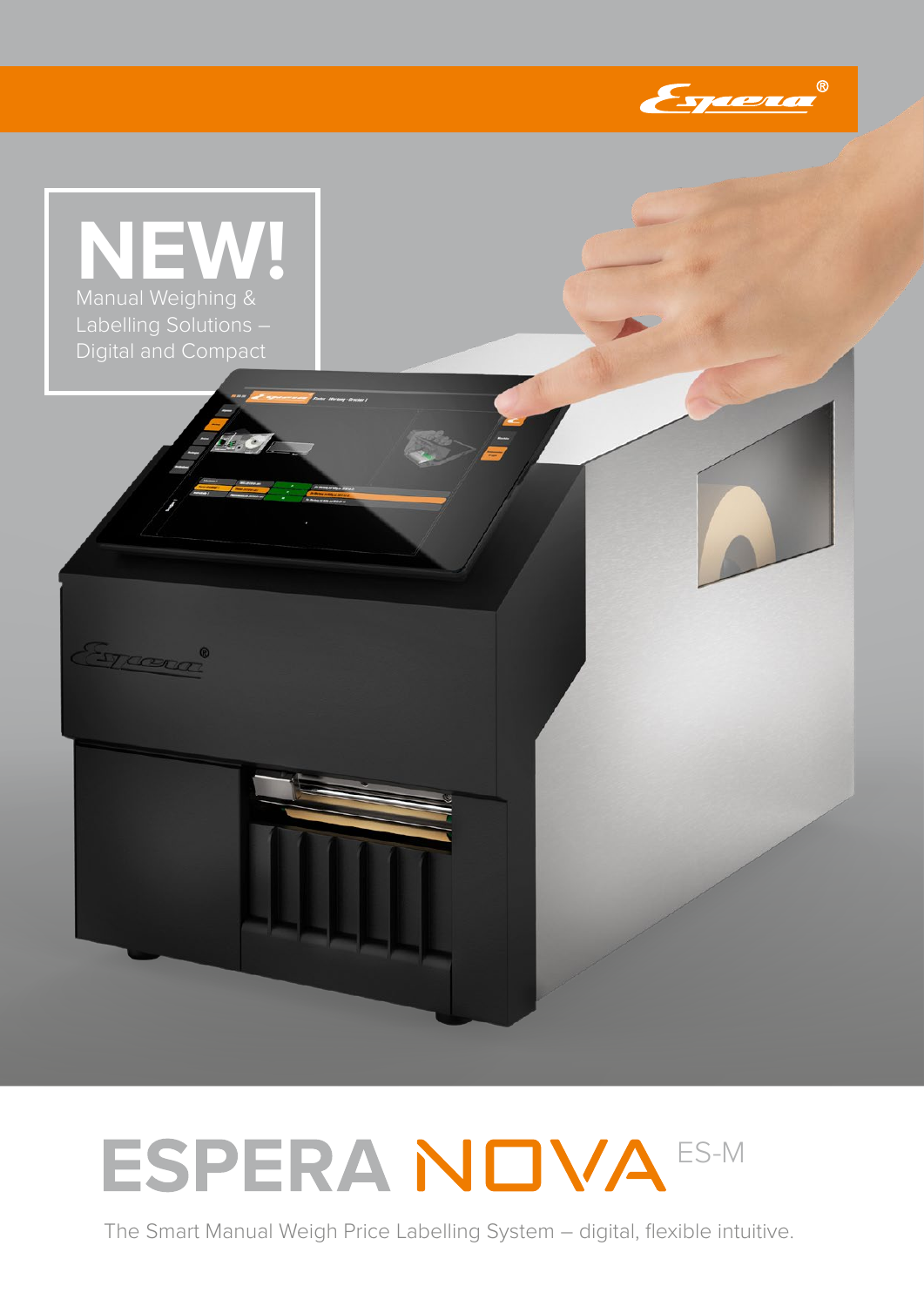# NEW!

Manual Weighing & Labelling Solutions – Digital and Compact

# ESPERA NOVA ES-M

The Smart Manual Weigh Price Labelling System – digital, flexible intuitive.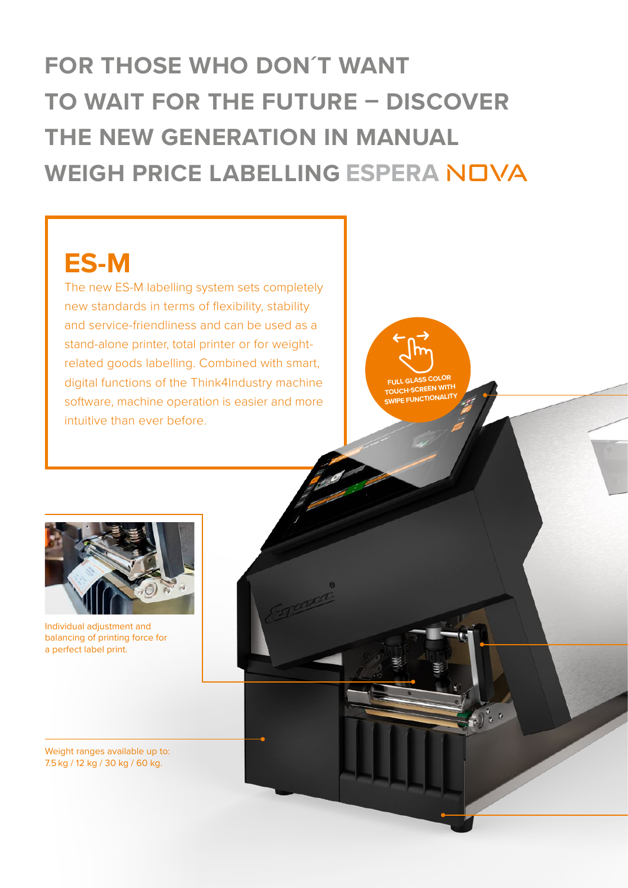# FOR THOSE WHO DON´T WANT TO WAIT FOR THE FUTURE – DISCOVER THE NEW GENERATION IN MANUAL WEIGH PRICE LABELLING ESPERA NOVA

## ES-M

The new ES-M labelling system sets completely new standards in terms of flexibility, stability and service-friendliness and can be used as a stand-alone printer, total printer or for weight-related goods labelling. Combined with smart, digital functions of the Think4Industry machine software, machine operation is easier and more intuitive than ever before.

FULL GLASS COLOR TOUCH-SCREEN WITH SWIPE FUNCTIONALITY

Individual adjustment and balancing of printing force for a perfect label print.

Weight ranges available up to: 7.5 kg / 12 kg / 30 kg / 60 kg.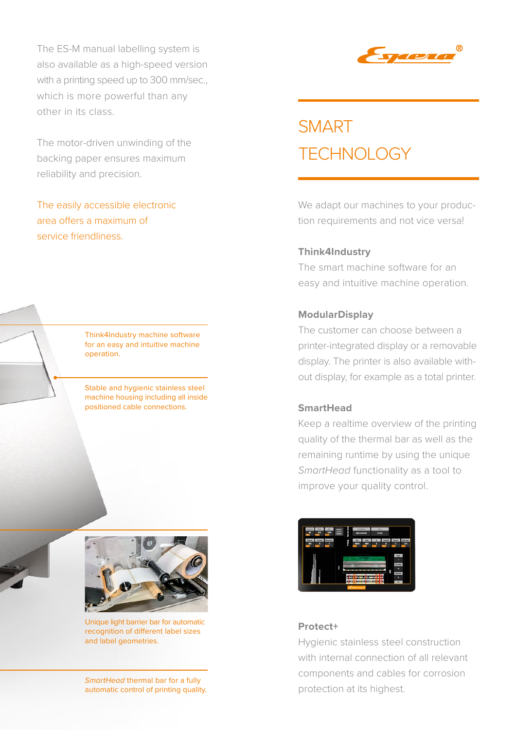The ES-M manual labelling system is also available as a high-speed version with a printing speed up to 300 mm/sec., which is more powerful than any other in its class.

The motor-driven unwinding of the backing paper ensures maximum reliability and precision.

The easily accessible electronic area offers a maximum of service friendliness.

Think4Industry machine software for an easy and intuitive machine operation.

Stable and hygienic stainless steel machine housing including all inside positioned cable connections.

Unique light barrier bar for automatic recognition of different label sizes and label geometries.

*SmartHead* thermal bar for a fully automatic control of printing quality.

## SMART TECHNOLOGY

We adapt our machines to your production requirements and not vice versa!

### Think4Industry

The smart machine software for an easy and intuitive machine operation.

### ModularDisplay

The customer can choose between a printer-integrated display or a removable display. The printer is also available without display, for example as a total printer.

### SmartHead

Keep a realtime overview of the printing quality of the thermal bar as well as the remaining runtime by using the unique *SmartHead* functionality as a tool to improve your quality control.

### Protect+

Hygienic stainless steel construction with internal connection of all relevant components and cables for corrosion protection at its highest.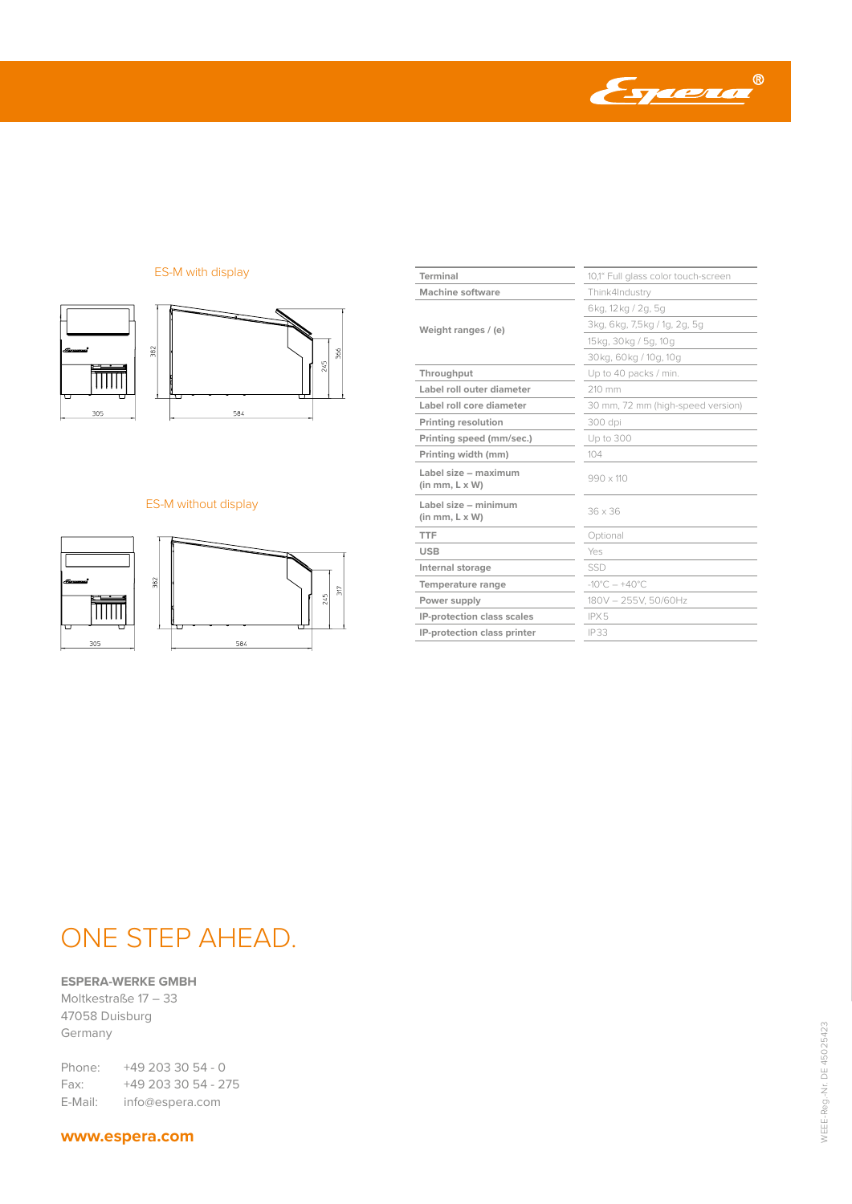ES-M with display

305
584
382
245
366

ES-M without display

305
584
382
245
317

| | |
|---|---|
| **Terminal** | 10,1" Full glass color touch-screen |
| **Machine software** | Think4Industry |
| **Weight ranges / (e)** | 6kg, 12kg / 2g, 5g |
| | 3kg, 6kg, 7,5kg / 1g, 2g, 5g |
| | 15kg, 30kg / 5g, 10g |
| | 30kg, 60kg / 10g, 10g |
| **Throughput** | Up to 40 packs / min. |
| **Label roll outer diameter** | 210 mm |
| **Label roll core diameter** | 30 mm, 72 mm (high-speed version) |
| **Printing resolution** | 300 dpi |
| **Printing speed (mm/sec.)** | Up to 300 |
| **Printing width (mm)** | 104 |
| **Label size – maximum (in mm, L x W)** | 990 x 110 |
| **Label size – minimum (in mm, L x W)** | 36 x 36 |
| **TTF** | Optional |
| **USB** | Yes |
| **Internal storage** | SSD |
| **Temperature range** | -10°C – +40°C |
| **Power supply** | 180V – 255V, 50/60Hz |
| **IP-protection class scales** | IPX5 |
| **IP-protection class printer** | IP33 |

# ONE STEP AHEAD.

**ESPERA-WERKE GMBH**
Moltkestraße 17 – 33
47058 Duisburg
Germany

Phone: +49 203 30 54 - 0
Fax: +49 203 30 54 - 275
E-Mail: info@espera.com

**www.espera.com**

WEEE-Reg.-Nr. DE 45025423